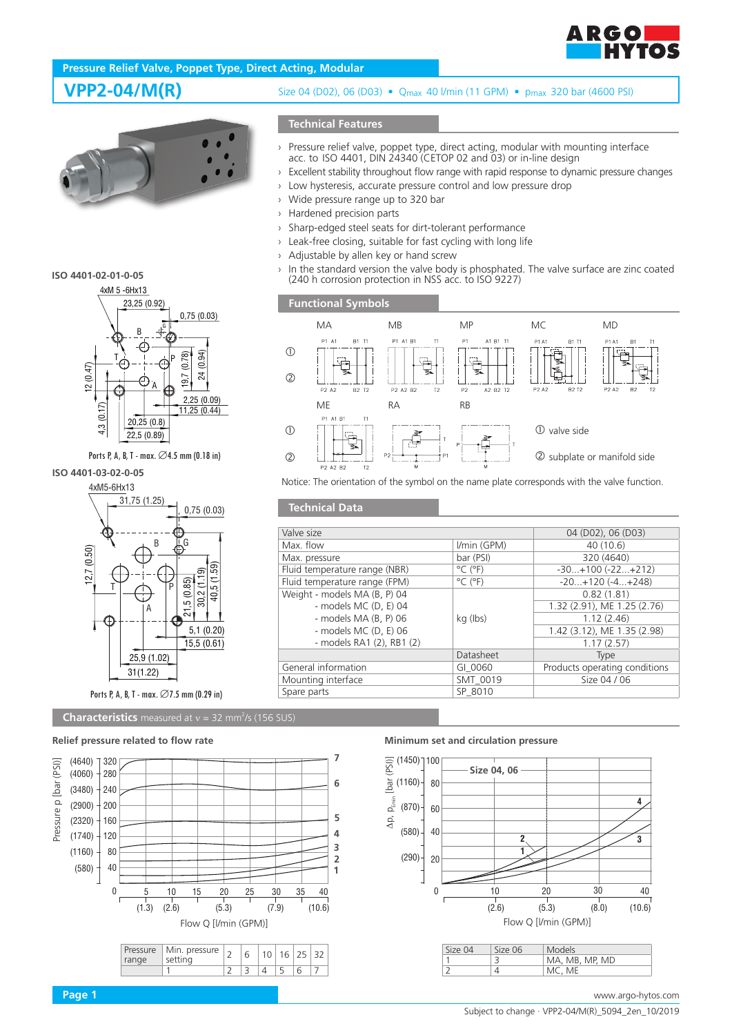## Pressure Relief Valve, Poppet Type, Direct Acting, Modular

# VPP2-04/M(R)

Size 04 (D02), 06 (D03) • $Q_{max}$ 40 l/min (11 GPM) • $p_{max}$ 320 bar (4600 PSI)

### Technical Features

- Pressure relief valve, poppet type, direct acting, modular with mounting interface acc. to ISO 4401, DIN 24340 (CETOP 02 and 03) or in-line design
- Excellent stability throughout flow range with rapid response to dynamic pressure changes
- Low hysteresis, accurate pressure control and low pressure drop
- Wide pressure range up to 320 bar
- Hardened precision parts
- Sharp-edged steel seats for dirt-tolerant performance
- Leak-free closing, suitable for fast cycling with long life
- Adjustable by allen key or hand screw
- In the standard version the valve body is phosphated. The valve surface are zinc coated (240 h corrosion protection in NSS acc. to ISO 9227)

**ISO 4401-02-01-0-05**

Ports P, A, B, T - max. ∅4.5 mm (0.18 in)

**ISO 4401-03-02-0-05**

Ports P, A, B, T - max. ∅7.5 mm (0.29 in)

### Functional Symbols

MA, MB, MP, MC, MD, ME, RA, RB

① valve side

② subplate or manifold side

Notice: The orientation of the symbol on the name plate corresponds with the valve function.

### Technical Data

| Valve size | | 04 (D02), 06 (D03) |
|---|---|---|
| Max. flow | l/min (GPM) | 40 (10.6) |
| Max. pressure | bar (PSI) | 320 (4640) |
| Fluid temperature range (NBR) | °C (°F) | -30...+100 (-22...+212) |
| Fluid temperature range (FPM) | °C (°F) | -20...+120 (-4...+248) |
| Weight - models MA (B, P) 04 | kg (lbs) | 0.82 (1.81) |
| - models MC (D, E) 04 | | 1.32 (2.91), ME 1.25 (2.76) |
| - models MA (B, P) 06 | | 1.12 (2.46) |
| - models MC (D, E) 06 | | 1.42 (3.12), ME 1.35 (2.98) |
| - models RA1 (2), RB1 (2) | | 1.17 (2.57) |
| | Datasheet | Type |
| General information | GI_0060 | Products operating conditions |
| Mounting interface | SMT_0019 | Size 04 / 06 |
| Spare parts | SP_8010 | |

### Characteristics measured at ν = 32 mm²/s (156 SUS)

**Relief pressure related to flow rate**

| Pressure range | Min. pressure setting | 2 | 6 | 10 | 16 | 25 | 32 |
|---|---|---|---|---|---|---|---|
| | 1 | 2 | 3 | 4 | 5 | 6 | 7 |

**Minimum set and circulation pressure**

| Size 04 | Size 06 | Models |
|---|---|---|
| 1 | 3 | MA, MB, MP, MD |
| 2 | 4 | MC, ME |

www.argo-hytos.com

Subject to change · VPP2-04/M(R)_5094_2en_10/2019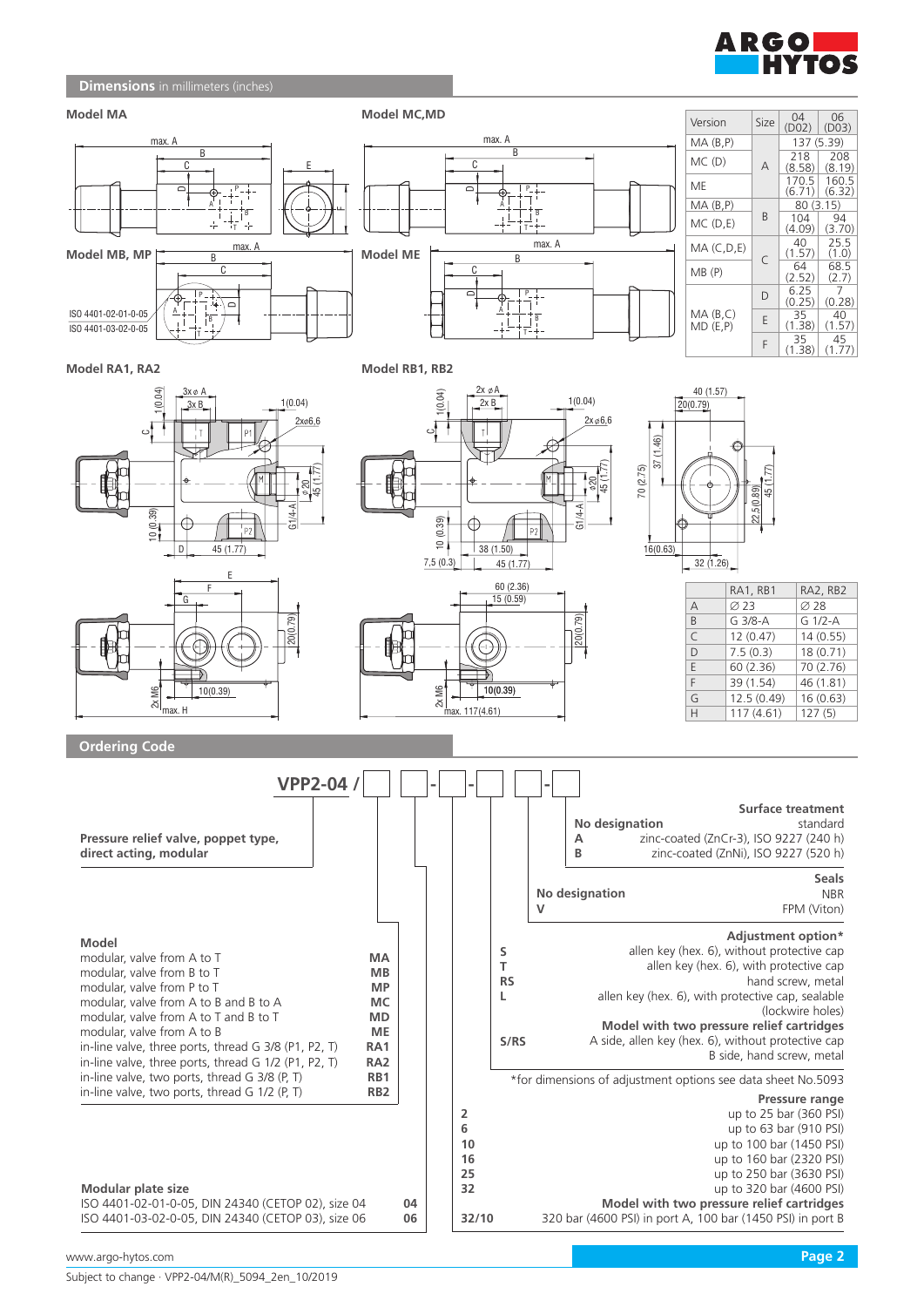## Dimensions in millimeters (inches)

Model MA

Model MC,MD

Model MB, MP

Model ME

ISO 4401-02-01-0-05
ISO 4401-03-02-0-05

| Version | Size | 04 (D02) | 06 (D03) |
|---|---|---|---|
| MA (B,P) | A | 137 (5.39) | |
| MC (D) | A | 218 (8.58) | 208 (8.19) |
| ME | A | 170.5 (6.71) | 160.5 (6.32) |
| MA (B,P) | B | 80 (3.15) | |
| MC (D,E) | B | 104 (4.09) | 94 (3.70) |
| MA (C,D,E) | C | 40 (1.57) | 25.5 (1.0) |
| MB (P) | C | 64 (2.52) | 68.5 (2.7) |
| MA (B,C) MD (E,P) | D | 6.25 (0.25) | 7 (0.28) |
| | E | 35 (1.38) | 40 (1.57) |
| | F | 35 (1.38) | 45 (1.77) |

Model RA1, RA2

Model RB1, RB2

| | RA1, RB1 | RA2, RB2 |
|---|---|---|
| A | ∅ 23 | ∅ 28 |
| B | G 3/8-A | G 1/2-A |
| C | 12 (0.47) | 14 (0.55) |
| D | 7.5 (0.3) | 18 (0.71) |
| E | 60 (2.36) | 70 (2.76) |
| F | 39 (1.54) | 46 (1.81) |
| G | 12.5 (0.49) | 16 (0.63) |
| H | 117 (4.61) | 127 (5) |

## Ordering Code

**VPP2-04 /** ☐ ☐ - ☐ - ☐ ☐ - ☐

**Pressure relief valve, poppet type, direct acting, modular**

**Surface treatment**

| | |
|---|---|
| **No designation** | standard |
| **A** | zinc-coated (ZnCr-3), ISO 9227 (240 h) |
| **B** | zinc-coated (ZnNi), ISO 9227 (520 h) |

**Seals**

| | |
|---|---|
| **No designation** | NBR |
| **V** | FPM (Viton) |

**Adjustment option***

| | |
|---|---|
| **S** | allen key (hex. 6), without protective cap |
| **T** | allen key (hex. 6), with protective cap |
| **RS** | hand screw, metal |
| **L** | allen key (hex. 6), with protective cap, sealable (lockwire holes) |

**Model with two pressure relief cartridges**

| | |
|---|---|
| **S/RS** | A side, allen key (hex. 6), without protective cap<br>B side, hand screw, metal |

*for dimensions of adjustment options see data sheet No.5093

**Model**

| | |
|---|---|
| modular, valve from A to T | **MA** |
| modular, valve from B to T | **MB** |
| modular, valve from P to T | **MP** |
| modular, valve from A to B and B to A | **MC** |
| modular, valve from A to T and B to T | **MD** |
| modular, valve from A to B | **ME** |
| in-line valve, three ports, thread G 3/8 (P1, P2, T) | **RA1** |
| in-line valve, three ports, thread G 1/2 (P1, P2, T) | **RA2** |
| in-line valve, two ports, thread G 3/8 (P, T) | **RB1** |
| in-line valve, two ports, thread G 1/2 (P, T) | **RB2** |

**Pressure range**

| | |
|---|---|
| **2** | up to 25 bar (360 PSI) |
| **6** | up to 63 bar (910 PSI) |
| **10** | up to 100 bar (1450 PSI) |
| **16** | up to 160 bar (2320 PSI) |
| **25** | up to 250 bar (3630 PSI) |
| **32** | up to 320 bar (4600 PSI) |

**Model with two pressure relief cartridges**

| | |
|---|---|
| **32/10** | 320 bar (4600 PSI) in port A, 100 bar (1450 PSI) in port B |

**Modular plate size**

| | |
|---|---|
| ISO 4401-02-01-0-05, DIN 24340 (CETOP 02), size 04 | **04** |
| ISO 4401-03-02-0-05, DIN 24340 (CETOP 03), size 06 | **06** |

www.argo-hytos.com

Subject to change · VPP2-04/M(R)_5094_2en_10/2019